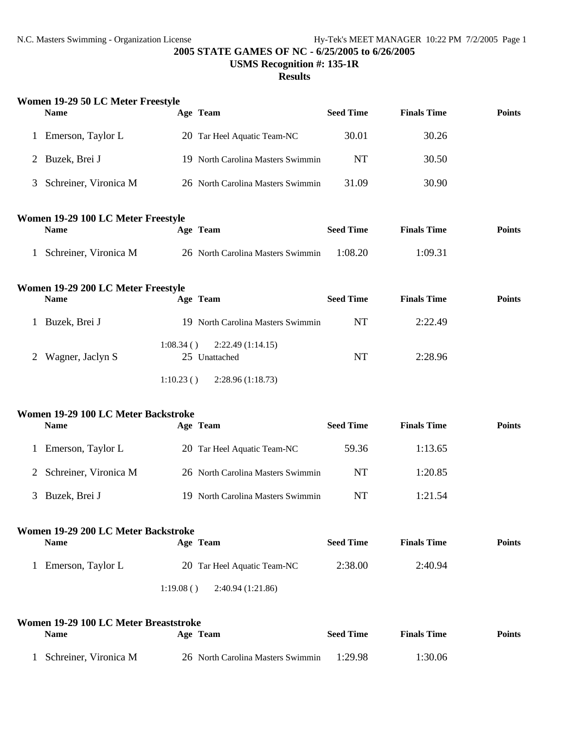## 2005 STATE GAMES OF NC - 6/25/2005 to 6/26/2005

### USMS Recognition #: 135-1R

### Results

**Women 19-29 50 LC Meter Freestyle**

| | Name | Age | Team | Seed Time | Finals Time | Points |
|---|---|---|---|---|---|---|
| 1 | Emerson, Taylor L | 20 | Tar Heel Aquatic Team-NC | 30.01 | 30.26 | |
| 2 | Buzek, Brei J | 19 | North Carolina Masters Swimmin | NT | 30.50 | |
| 3 | Schreiner, Vironica M | 26 | North Carolina Masters Swimmin | 31.09 | 30.90 | |

**Women 19-29 100 LC Meter Freestyle**

| | Name | Age | Team | Seed Time | Finals Time | Points |
|---|---|---|---|---|---|---|
| 1 | Schreiner, Vironica M | 26 | North Carolina Masters Swimmin | 1:08.20 | 1:09.31 | |

**Women 19-29 200 LC Meter Freestyle**

| | Name | Age | Team | Seed Time | Finals Time | Points |
|---|---|---|---|---|---|---|
| 1 | Buzek, Brei J | 19 | North Carolina Masters Swimmin | NT | 2:22.49 | |
| | | 1:08.34 ( ) | 2:22.49 (1:14.15) | | | |
| 2 | Wagner, Jaclyn S | 25 | Unattached | NT | 2:28.96 | |
| | | 1:10.23 ( ) | 2:28.96 (1:18.73) | | | |

**Women 19-29 100 LC Meter Backstroke**

| | Name | Age | Team | Seed Time | Finals Time | Points |
|---|---|---|---|---|---|---|
| 1 | Emerson, Taylor L | 20 | Tar Heel Aquatic Team-NC | 59.36 | 1:13.65 | |
| 2 | Schreiner, Vironica M | 26 | North Carolina Masters Swimmin | NT | 1:20.85 | |
| 3 | Buzek, Brei J | 19 | North Carolina Masters Swimmin | NT | 1:21.54 | |

**Women 19-29 200 LC Meter Backstroke**

| | Name | Age | Team | Seed Time | Finals Time | Points |
|---|---|---|---|---|---|---|
| 1 | Emerson, Taylor L | 20 | Tar Heel Aquatic Team-NC | 2:38.00 | 2:40.94 | |
| | | 1:19.08 ( ) | 2:40.94 (1:21.86) | | | |

**Women 19-29 100 LC Meter Breaststroke**

| | Name | Age | Team | Seed Time | Finals Time | Points |
|---|---|---|---|---|---|---|
| 1 | Schreiner, Vironica M | 26 | North Carolina Masters Swimmin | 1:29.98 | 1:30.06 | |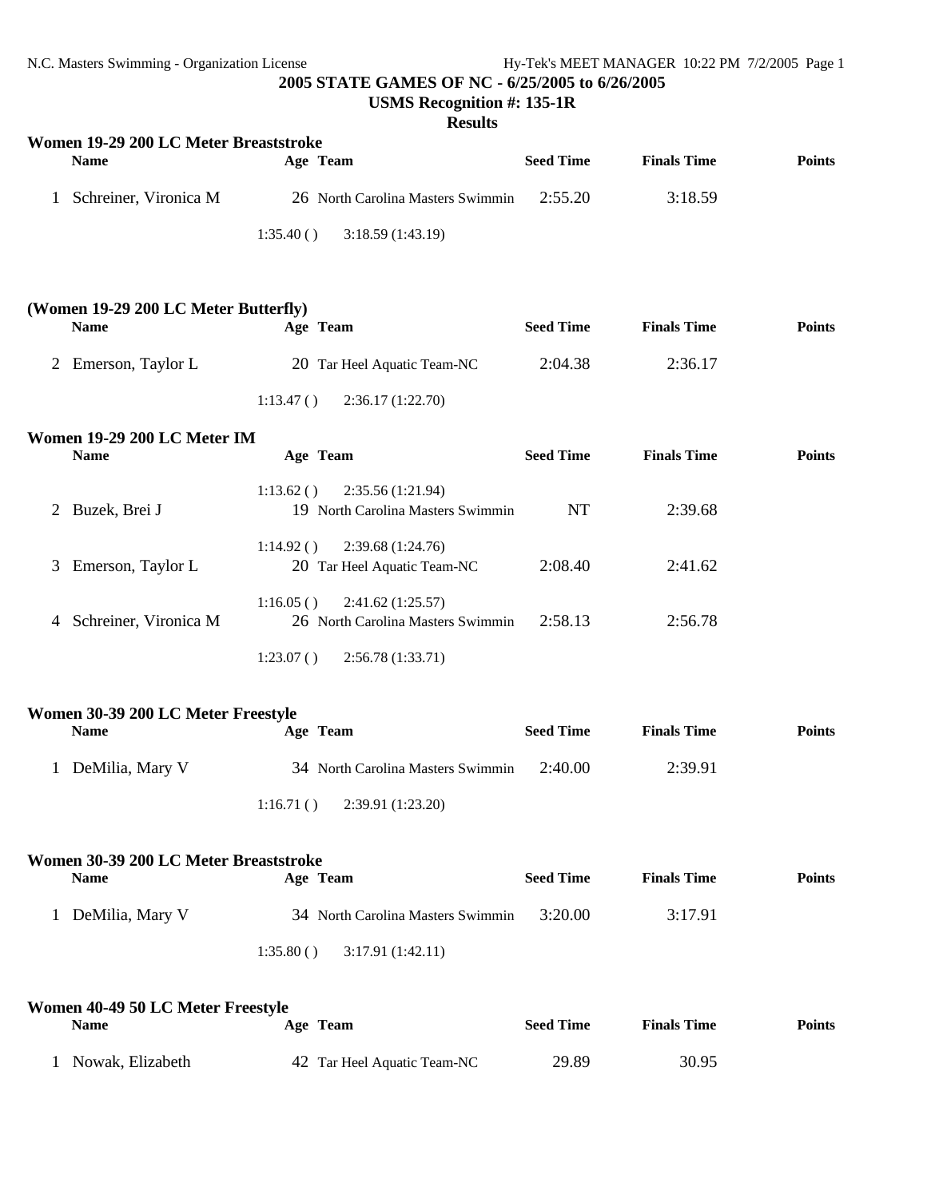**2005 STATE GAMES OF NC - 6/25/2005 to 6/26/2005**

**USMS Recognition #: 135-1R**

**Results**

### Women 19-29 200 LC Meter Breaststroke

| | Name | Age | Team | Seed Time | Finals Time | Points |
|---|---|---|---|---|---|---|
| 1 | Schreiner, Vironica M | 26 | North Carolina Masters Swimmin | 2:55.20 | 3:18.59 | |
| | | | 1:35.40 ( ) 3:18.59 (1:43.19) | | | |

### (Women 19-29 200 LC Meter Butterfly)

| | Name | Age | Team | Seed Time | Finals Time | Points |
|---|---|---|---|---|---|---|
| 2 | Emerson, Taylor L | 20 | Tar Heel Aquatic Team-NC | 2:04.38 | 2:36.17 | |
| | | | 1:13.47 ( ) 2:36.17 (1:22.70) | | | |

### Women 19-29 200 LC Meter IM

| | Name | Age | Team | Seed Time | Finals Time | Points |
|---|---|---|---|---|---|---|
| | | | 1:13.62 ( ) 2:35.56 (1:21.94) | | | |
| 2 | Buzek, Brei J | 19 | North Carolina Masters Swimmin | NT | 2:39.68 | |
| | | | 1:14.92 ( ) 2:39.68 (1:24.76) | | | |
| 3 | Emerson, Taylor L | 20 | Tar Heel Aquatic Team-NC | 2:08.40 | 2:41.62 | |
| | | | 1:16.05 ( ) 2:41.62 (1:25.57) | | | |
| 4 | Schreiner, Vironica M | 26 | North Carolina Masters Swimmin | 2:58.13 | 2:56.78 | |
| | | | 1:23.07 ( ) 2:56.78 (1:33.71) | | | |

### Women 30-39 200 LC Meter Freestyle

| | Name | Age | Team | Seed Time | Finals Time | Points |
|---|---|---|---|---|---|---|
| 1 | DeMilia, Mary V | 34 | North Carolina Masters Swimmin | 2:40.00 | 2:39.91 | |
| | | | 1:16.71 ( ) 2:39.91 (1:23.20) | | | |

### Women 30-39 200 LC Meter Breaststroke

| | Name | Age | Team | Seed Time | Finals Time | Points |
|---|---|---|---|---|---|---|
| 1 | DeMilia, Mary V | 34 | North Carolina Masters Swimmin | 3:20.00 | 3:17.91 | |
| | | | 1:35.80 ( ) 3:17.91 (1:42.11) | | | |

### Women 40-49 50 LC Meter Freestyle

| | Name | Age | Team | Seed Time | Finals Time | Points |
|---|---|---|---|---|---|---|
| 1 | Nowak, Elizabeth | 42 | Tar Heel Aquatic Team-NC | 29.89 | 30.95 | |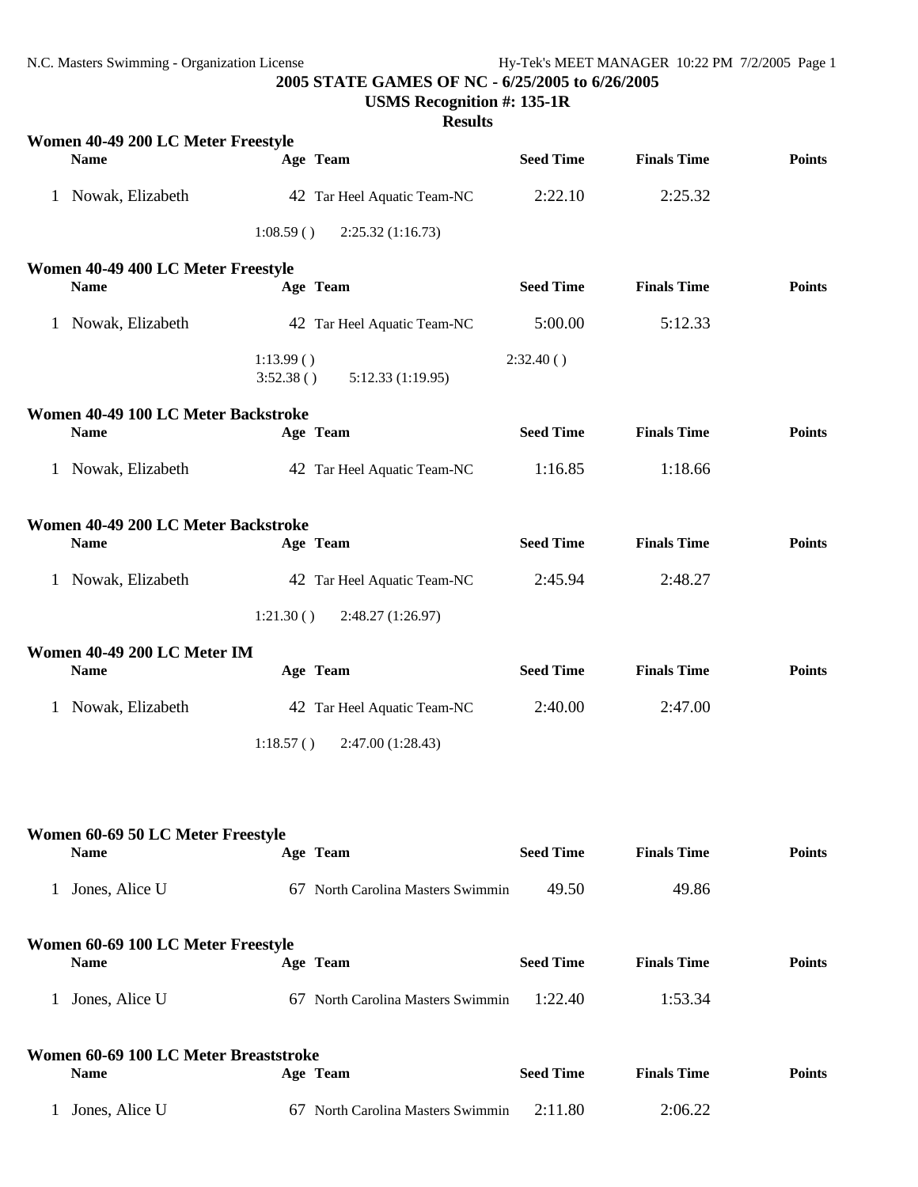2005 STATE GAMES OF NC - 6/25/2005 to 6/26/2005

USMS Recognition #: 135-1R

Results

**Women 40-49 200 LC Meter Freestyle**

| | Name | Age | Team | Seed Time | Finals Time | Points |
|---|---|---|---|---|---|---|
| 1 | Nowak, Elizabeth | 42 | Tar Heel Aquatic Team-NC | 2:22.10 | 2:25.32 | |

1:08.59 ( ) 2:25.32 (1:16.73)

**Women 40-49 400 LC Meter Freestyle**

| | Name | Age | Team | Seed Time | Finals Time | Points |
|---|---|---|---|---|---|---|
| 1 | Nowak, Elizabeth | 42 | Tar Heel Aquatic Team-NC | 5:00.00 | 5:12.33 | |

1:13.99 ( ) 2:32.40 ( )
3:52.38 ( ) 5:12.33 (1:19.95)

**Women 40-49 100 LC Meter Backstroke**

| | Name | Age | Team | Seed Time | Finals Time | Points |
|---|---|---|---|---|---|---|
| 1 | Nowak, Elizabeth | 42 | Tar Heel Aquatic Team-NC | 1:16.85 | 1:18.66 | |

**Women 40-49 200 LC Meter Backstroke**

| | Name | Age | Team | Seed Time | Finals Time | Points |
|---|---|---|---|---|---|---|
| 1 | Nowak, Elizabeth | 42 | Tar Heel Aquatic Team-NC | 2:45.94 | 2:48.27 | |

1:21.30 ( ) 2:48.27 (1:26.97)

**Women 40-49 200 LC Meter IM**

| | Name | Age | Team | Seed Time | Finals Time | Points |
|---|---|---|---|---|---|---|
| 1 | Nowak, Elizabeth | 42 | Tar Heel Aquatic Team-NC | 2:40.00 | 2:47.00 | |

1:18.57 ( ) 2:47.00 (1:28.43)

**Women 60-69 50 LC Meter Freestyle**

| | Name | Age | Team | Seed Time | Finals Time | Points |
|---|---|---|---|---|---|---|
| 1 | Jones, Alice U | 67 | North Carolina Masters Swimmin | 49.50 | 49.86 | |

**Women 60-69 100 LC Meter Freestyle**

| | Name | Age | Team | Seed Time | Finals Time | Points |
|---|---|---|---|---|---|---|
| 1 | Jones, Alice U | 67 | North Carolina Masters Swimmin | 1:22.40 | 1:53.34 | |

**Women 60-69 100 LC Meter Breaststroke**

| | Name | Age | Team | Seed Time | Finals Time | Points |
|---|---|---|---|---|---|---|
| 1 | Jones, Alice U | 67 | North Carolina Masters Swimmin | 2:11.80 | 2:06.22 | |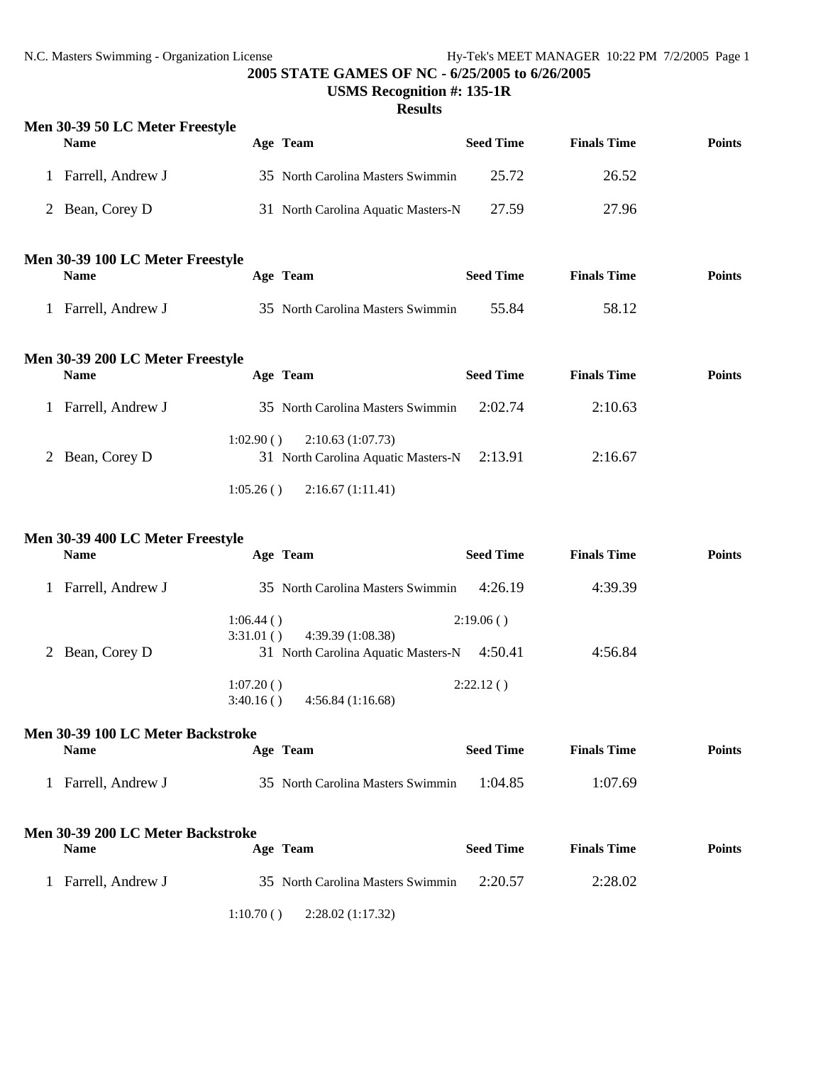**2005 STATE GAMES OF NC - 6/25/2005 to 6/26/2005**

**USMS Recognition #: 135-1R**

**Results**

### Men 30-39 50 LC Meter Freestyle

| | Name | Age | Team | Seed Time | Finals Time | Points |
|---|---|---|---|---|---|---|
| 1 | Farrell, Andrew J | 35 | North Carolina Masters Swimmin | 25.72 | 26.52 | |
| 2 | Bean, Corey D | 31 | North Carolina Aquatic Masters-N | 27.59 | 27.96 | |

### Men 30-39 100 LC Meter Freestyle

| | Name | Age | Team | Seed Time | Finals Time | Points |
|---|---|---|---|---|---|---|
| 1 | Farrell, Andrew J | 35 | North Carolina Masters Swimmin | 55.84 | 58.12 | |

### Men 30-39 200 LC Meter Freestyle

| | Name | Age | Team | Seed Time | Finals Time | Points |
|---|---|---|---|---|---|---|
| 1 | Farrell, Andrew J | 35 | North Carolina Masters Swimmin | 2:02.74 | 2:10.63 | |
| | 1:02.90 ( ) 2:10.63 (1:07.73) | | | | | |
| 2 | Bean, Corey D | 31 | North Carolina Aquatic Masters-N | 2:13.91 | 2:16.67 | |
| | 1:05.26 ( ) 2:16.67 (1:11.41) | | | | | |

### Men 30-39 400 LC Meter Freestyle

| | Name | Age | Team | Seed Time | Finals Time | Points |
|---|---|---|---|---|---|---|
| 1 | Farrell, Andrew J | 35 | North Carolina Masters Swimmin | 4:26.19 | 4:39.39 | |
| | 1:06.44 ( ) 2:19.06 ( ) 3:31.01 ( ) 4:39.39 (1:08.38) | | | | | |
| 2 | Bean, Corey D | 31 | North Carolina Aquatic Masters-N | 4:50.41 | 4:56.84 | |
| | 1:07.20 ( ) 2:22.12 ( ) 3:40.16 ( ) 4:56.84 (1:16.68) | | | | | |

### Men 30-39 100 LC Meter Backstroke

| | Name | Age | Team | Seed Time | Finals Time | Points |
|---|---|---|---|---|---|---|
| 1 | Farrell, Andrew J | 35 | North Carolina Masters Swimmin | 1:04.85 | 1:07.69 | |

### Men 30-39 200 LC Meter Backstroke

| | Name | Age | Team | Seed Time | Finals Time | Points |
|---|---|---|---|---|---|---|
| 1 | Farrell, Andrew J | 35 | North Carolina Masters Swimmin | 2:20.57 | 2:28.02 | |
| | 1:10.70 ( ) 2:28.02 (1:17.32) | | | | | |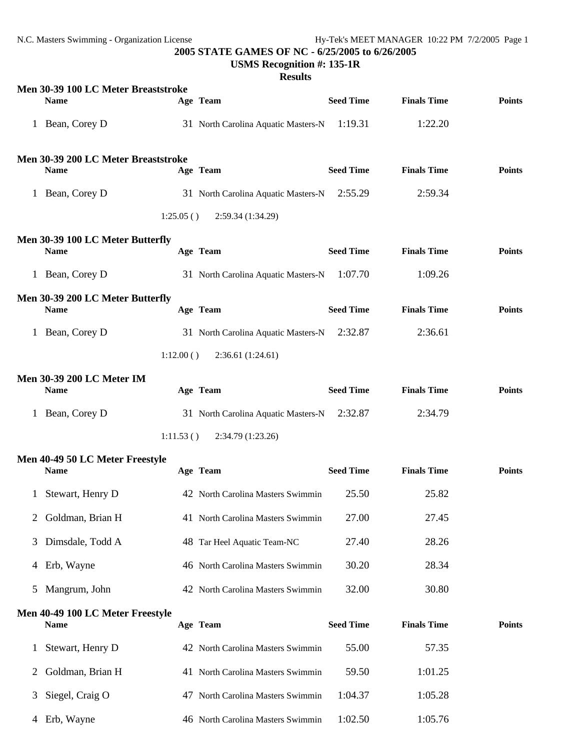N.C. Masters Swimming - Organization License

Hy-Tek's MEET MANAGER 10:22 PM 7/2/2005 Page 1

**2005 STATE GAMES OF NC - 6/25/2005 to 6/26/2005**

**USMS Recognition #: 135-1R**

**Results**

### Men 30-39 100 LC Meter Breaststroke

| | Name | Age | Team | Seed Time | Finals Time | Points |
|---|---|---|---|---|---|---|
| 1 | Bean, Corey D | 31 | North Carolina Aquatic Masters-N | 1:19.31 | 1:22.20 | |

### Men 30-39 200 LC Meter Breaststroke

| | Name | Age | Team | Seed Time | Finals Time | Points |
|---|---|---|---|---|---|---|
| 1 | Bean, Corey D | 31 | North Carolina Aquatic Masters-N | 2:55.29 | 2:59.34 | |

1:25.05 ( ) 2:59.34 (1:34.29)

### Men 30-39 100 LC Meter Butterfly

| | Name | Age | Team | Seed Time | Finals Time | Points |
|---|---|---|---|---|---|---|
| 1 | Bean, Corey D | 31 | North Carolina Aquatic Masters-N | 1:07.70 | 1:09.26 | |

### Men 30-39 200 LC Meter Butterfly

| | Name | Age | Team | Seed Time | Finals Time | Points |
|---|---|---|---|---|---|---|
| 1 | Bean, Corey D | 31 | North Carolina Aquatic Masters-N | 2:32.87 | 2:36.61 | |

1:12.00 ( ) 2:36.61 (1:24.61)

### Men 30-39 200 LC Meter IM

| | Name | Age | Team | Seed Time | Finals Time | Points |
|---|---|---|---|---|---|---|
| 1 | Bean, Corey D | 31 | North Carolina Aquatic Masters-N | 2:32.87 | 2:34.79 | |

1:11.53 ( ) 2:34.79 (1:23.26)

### Men 40-49 50 LC Meter Freestyle

| | Name | Age | Team | Seed Time | Finals Time | Points |
|---|---|---|---|---|---|---|
| 1 | Stewart, Henry D | 42 | North Carolina Masters Swimmin | 25.50 | 25.82 | |
| 2 | Goldman, Brian H | 41 | North Carolina Masters Swimmin | 27.00 | 27.45 | |
| 3 | Dimsdale, Todd A | 48 | Tar Heel Aquatic Team-NC | 27.40 | 28.26 | |
| 4 | Erb, Wayne | 46 | North Carolina Masters Swimmin | 30.20 | 28.34 | |
| 5 | Mangrum, John | 42 | North Carolina Masters Swimmin | 32.00 | 30.80 | |

### Men 40-49 100 LC Meter Freestyle

| | Name | Age | Team | Seed Time | Finals Time | Points |
|---|---|---|---|---|---|---|
| 1 | Stewart, Henry D | 42 | North Carolina Masters Swimmin | 55.00 | 57.35 | |
| 2 | Goldman, Brian H | 41 | North Carolina Masters Swimmin | 59.50 | 1:01.25 | |
| 3 | Siegel, Craig O | 47 | North Carolina Masters Swimmin | 1:04.37 | 1:05.28 | |
| 4 | Erb, Wayne | 46 | North Carolina Masters Swimmin | 1:02.50 | 1:05.76 | |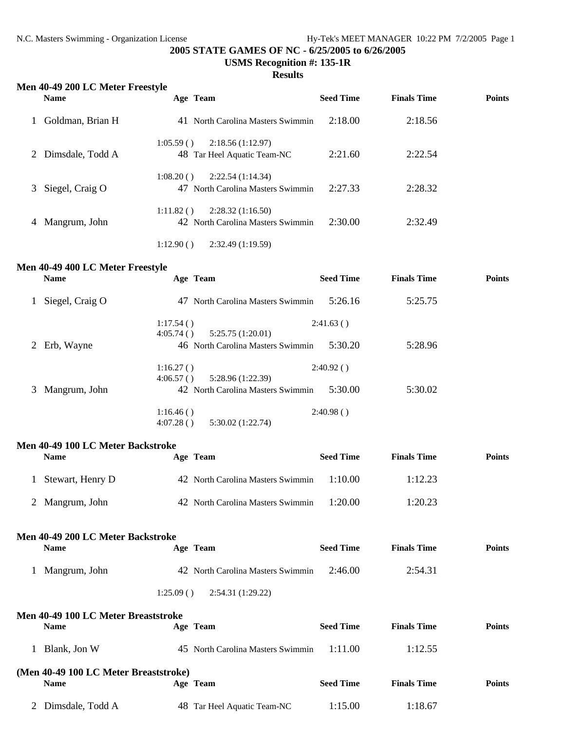## 2005 STATE GAMES OF NC - 6/25/2005 to 6/26/2005

### USMS Recognition #: 135-1R

### Results

**Men 40-49 200 LC Meter Freestyle**

| | Name | Age | Team | Seed Time | Finals Time | Points |
|---|---|---|---|---|---|---|
| 1 | Goldman, Brian H | 41 | North Carolina Masters Swimmin | 2:18.00 | 2:18.56 | |
| | | | 1:05.59 ( ) 2:18.56 (1:12.97) | | | |
| 2 | Dimsdale, Todd A | 48 | Tar Heel Aquatic Team-NC | 2:21.60 | 2:22.54 | |
| | | | 1:08.20 ( ) 2:22.54 (1:14.34) | | | |
| 3 | Siegel, Craig O | 47 | North Carolina Masters Swimmin | 2:27.33 | 2:28.32 | |
| | | | 1:11.82 ( ) 2:28.32 (1:16.50) | | | |
| 4 | Mangrum, John | 42 | North Carolina Masters Swimmin | 2:30.00 | 2:32.49 | |
| | | | 1:12.90 ( ) 2:32.49 (1:19.59) | | | |

**Men 40-49 400 LC Meter Freestyle**

| | Name | Age | Team | Seed Time | Finals Time | Points |
|---|---|---|---|---|---|---|
| 1 | Siegel, Craig O | 47 | North Carolina Masters Swimmin | 5:26.16 | 5:25.75 | |
| | | | 1:17.54 ( ) 2:41.63 ( ) 4:05.74 ( ) 5:25.75 (1:20.01) | | | |
| 2 | Erb, Wayne | 46 | North Carolina Masters Swimmin | 5:30.20 | 5:28.96 | |
| | | | 1:16.27 ( ) 2:40.92 ( ) 4:06.57 ( ) 5:28.96 (1:22.39) | | | |
| 3 | Mangrum, John | 42 | North Carolina Masters Swimmin | 5:30.00 | 5:30.02 | |
| | | | 1:16.46 ( ) 2:40.98 ( ) 4:07.28 ( ) 5:30.02 (1:22.74) | | | |

**Men 40-49 100 LC Meter Backstroke**

| | Name | Age | Team | Seed Time | Finals Time | Points |
|---|---|---|---|---|---|---|
| 1 | Stewart, Henry D | 42 | North Carolina Masters Swimmin | 1:10.00 | 1:12.23 | |
| 2 | Mangrum, John | 42 | North Carolina Masters Swimmin | 1:20.00 | 1:20.23 | |

**Men 40-49 200 LC Meter Backstroke**

| | Name | Age | Team | Seed Time | Finals Time | Points |
|---|---|---|---|---|---|---|
| 1 | Mangrum, John | 42 | North Carolina Masters Swimmin | 2:46.00 | 2:54.31 | |
| | | | 1:25.09 ( ) 2:54.31 (1:29.22) | | | |

**Men 40-49 100 LC Meter Breaststroke**

| | Name | Age | Team | Seed Time | Finals Time | Points |
|---|---|---|---|---|---|---|
| 1 | Blank, Jon W | 45 | North Carolina Masters Swimmin | 1:11.00 | 1:12.55 | |
| 2 | Dimsdale, Todd A | 48 | Tar Heel Aquatic Team-NC | 1:15.00 | 1:18.67 | |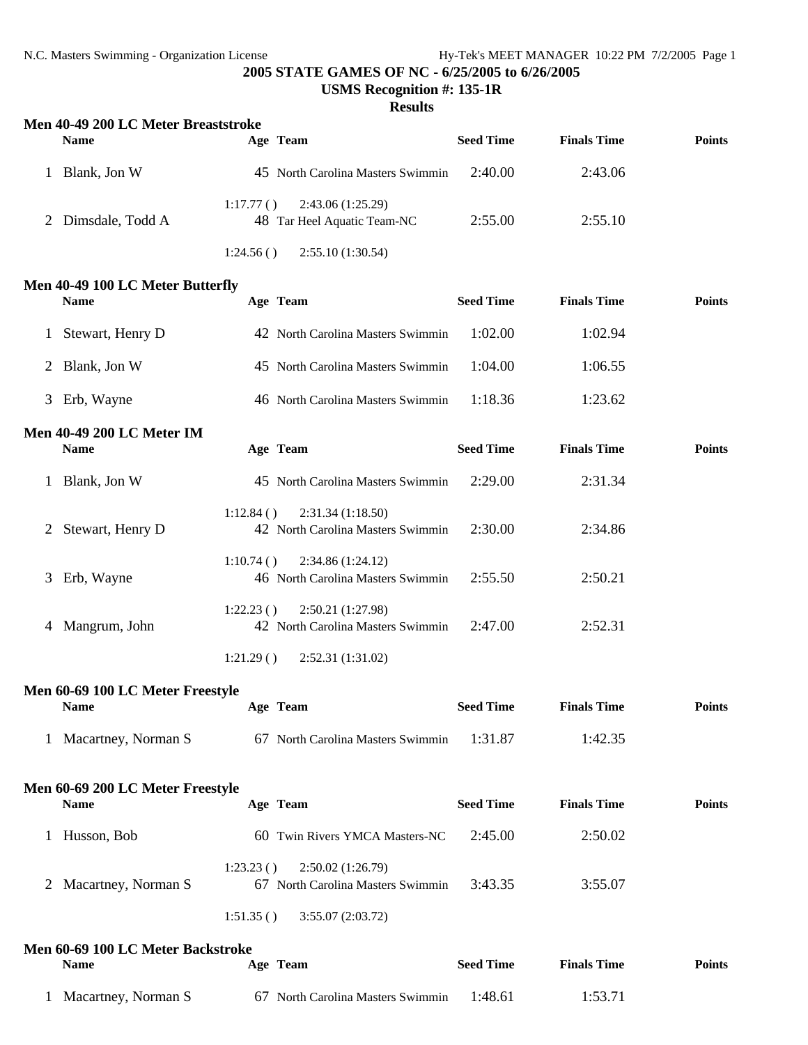N.C. Masters Swimming - Organization License

Hy-Tek's MEET MANAGER 10:22 PM 7/2/2005 Page 1

**2005 STATE GAMES OF NC - 6/25/2005 to 6/26/2005**

**USMS Recognition #: 135-1R**

**Results**

### Men 40-49 200 LC Meter Breaststroke

| | Name | Age | Team | Seed Time | Finals Time | Points |
|---|---|---|---|---|---|---|
| 1 | Blank, Jon W | 45 | North Carolina Masters Swimmin | 2:40.00 | 2:43.06 | |
| | | 1:17.77 ( ) | 2:43.06 (1:25.29) | | | |
| 2 | Dimsdale, Todd A | 48 | Tar Heel Aquatic Team-NC | 2:55.00 | 2:55.10 | |
| | | 1:24.56 ( ) | 2:55.10 (1:30.54) | | | |

### Men 40-49 100 LC Meter Butterfly

| | Name | Age | Team | Seed Time | Finals Time | Points |
|---|---|---|---|---|---|---|
| 1 | Stewart, Henry D | 42 | North Carolina Masters Swimmin | 1:02.00 | 1:02.94 | |
| 2 | Blank, Jon W | 45 | North Carolina Masters Swimmin | 1:04.00 | 1:06.55 | |
| 3 | Erb, Wayne | 46 | North Carolina Masters Swimmin | 1:18.36 | 1:23.62 | |

### Men 40-49 200 LC Meter IM

| | Name | Age | Team | Seed Time | Finals Time | Points |
|---|---|---|---|---|---|---|
| 1 | Blank, Jon W | 45 | North Carolina Masters Swimmin | 2:29.00 | 2:31.34 | |
| | | 1:12.84 ( ) | 2:31.34 (1:18.50) | | | |
| 2 | Stewart, Henry D | 42 | North Carolina Masters Swimmin | 2:30.00 | 2:34.86 | |
| | | 1:10.74 ( ) | 2:34.86 (1:24.12) | | | |
| 3 | Erb, Wayne | 46 | North Carolina Masters Swimmin | 2:55.50 | 2:50.21 | |
| | | 1:22.23 ( ) | 2:50.21 (1:27.98) | | | |
| 4 | Mangrum, John | 42 | North Carolina Masters Swimmin | 2:47.00 | 2:52.31 | |
| | | 1:21.29 ( ) | 2:52.31 (1:31.02) | | | |

### Men 60-69 100 LC Meter Freestyle

| | Name | Age | Team | Seed Time | Finals Time | Points |
|---|---|---|---|---|---|---|
| 1 | Macartney, Norman S | 67 | North Carolina Masters Swimmin | 1:31.87 | 1:42.35 | |

### Men 60-69 200 LC Meter Freestyle

| | Name | Age | Team | Seed Time | Finals Time | Points |
|---|---|---|---|---|---|---|
| 1 | Husson, Bob | 60 | Twin Rivers YMCA Masters-NC | 2:45.00 | 2:50.02 | |
| | | 1:23.23 ( ) | 2:50.02 (1:26.79) | | | |
| 2 | Macartney, Norman S | 67 | North Carolina Masters Swimmin | 3:43.35 | 3:55.07 | |
| | | 1:51.35 ( ) | 3:55.07 (2:03.72) | | | |

### Men 60-69 100 LC Meter Backstroke

| | Name | Age | Team | Seed Time | Finals Time | Points |
|---|---|---|---|---|---|---|
| 1 | Macartney, Norman S | 67 | North Carolina Masters Swimmin | 1:48.61 | 1:53.71 | |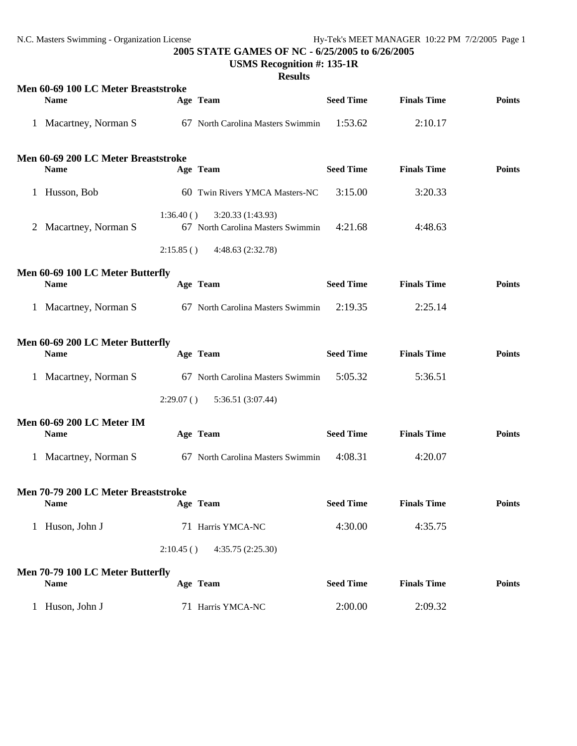**2005 STATE GAMES OF NC - 6/25/2005 to 6/26/2005**

**USMS Recognition #: 135-1R**

**Results**

### Men 60-69 100 LC Meter Breaststroke

| | Name | Age | Team | Seed Time | Finals Time | Points |
|---|---|---|---|---|---|---|
| 1 | Macartney, Norman S | 67 | North Carolina Masters Swimmin | 1:53.62 | 2:10.17 | |

### Men 60-69 200 LC Meter Breaststroke

| | Name | Age | Team | Seed Time | Finals Time | Points |
|---|---|---|---|---|---|---|
| 1 | Husson, Bob | 60 | Twin Rivers YMCA Masters-NC | 3:15.00 | 3:20.33 | |
| | | 1:36.40 ( ) | 3:20.33 (1:43.93) | | | |
| 2 | Macartney, Norman S | 67 | North Carolina Masters Swimmin | 4:21.68 | 4:48.63 | |
| | | 2:15.85 ( ) | 4:48.63 (2:32.78) | | | |

### Men 60-69 100 LC Meter Butterfly

| | Name | Age | Team | Seed Time | Finals Time | Points |
|---|---|---|---|---|---|---|
| 1 | Macartney, Norman S | 67 | North Carolina Masters Swimmin | 2:19.35 | 2:25.14 | |

### Men 60-69 200 LC Meter Butterfly

| | Name | Age | Team | Seed Time | Finals Time | Points |
|---|---|---|---|---|---|---|
| 1 | Macartney, Norman S | 67 | North Carolina Masters Swimmin | 5:05.32 | 5:36.51 | |
| | | 2:29.07 ( ) | 5:36.51 (3:07.44) | | | |

### Men 60-69 200 LC Meter IM

| | Name | Age | Team | Seed Time | Finals Time | Points |
|---|---|---|---|---|---|---|
| 1 | Macartney, Norman S | 67 | North Carolina Masters Swimmin | 4:08.31 | 4:20.07 | |

### Men 70-79 200 LC Meter Breaststroke

| | Name | Age | Team | Seed Time | Finals Time | Points |
|---|---|---|---|---|---|---|
| 1 | Huson, John J | 71 | Harris YMCA-NC | 4:30.00 | 4:35.75 | |
| | | 2:10.45 ( ) | 4:35.75 (2:25.30) | | | |

### Men 70-79 100 LC Meter Butterfly

| | Name | Age | Team | Seed Time | Finals Time | Points |
|---|---|---|---|---|---|---|
| 1 | Huson, John J | 71 | Harris YMCA-NC | 2:00.00 | 2:09.32 | |